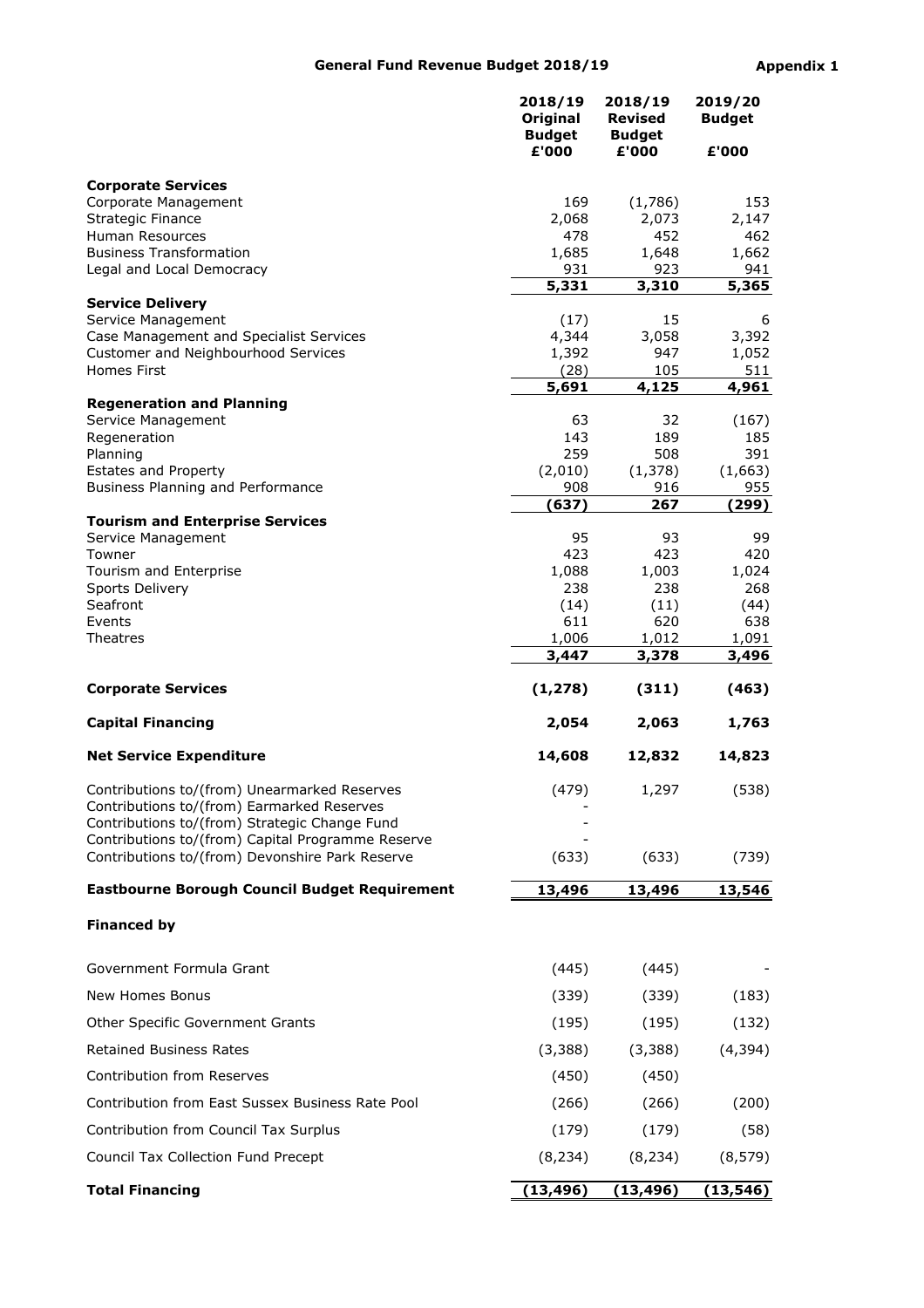# General Fund Revenue Budget 2018/19

**Appendix 1**

| | 2018/19 Original Budget £'000 | 2018/19 Revised Budget £'000 | 2019/20 Budget £'000 |
|---|---|---|---|
| **Corporate Services** | | | |
| Corporate Management | 169 | (1,786) | 153 |
| Strategic Finance | 2,068 | 2,073 | 2,147 |
| Human Resources | 478 | 452 | 462 |
| Business Transformation | 1,685 | 1,648 | 1,662 |
| Legal and Local Democracy | 931 | 923 | 941 |
| | **5,331** | **3,310** | **5,365** |
| **Service Delivery** | | | |
| Service Management | (17) | 15 | 6 |
| Case Management and Specialist Services | 4,344 | 3,058 | 3,392 |
| Customer and Neighbourhood Services | 1,392 | 947 | 1,052 |
| Homes First | (28) | 105 | 511 |
| | **5,691** | **4,125** | **4,961** |
| **Regeneration and Planning** | | | |
| Service Management | 63 | 32 | (167) |
| Regeneration | 143 | 189 | 185 |
| Planning | 259 | 508 | 391 |
| Estates and Property | (2,010) | (1,378) | (1,663) |
| Business Planning and Performance | 908 | 916 | 955 |
| | **(637)** | **267** | **(299)** |
| **Tourism and Enterprise Services** | | | |
| Service Management | 95 | 93 | 99 |
| Towner | 423 | 423 | 420 |
| Tourism and Enterprise | 1,088 | 1,003 | 1,024 |
| Sports Delivery | 238 | 238 | 268 |
| Seafront | (14) | (11) | (44) |
| Events | 611 | 620 | 638 |
| Theatres | 1,006 | 1,012 | 1,091 |
| | **3,447** | **3,378** | **3,496** |
| **Corporate Services** | **(1,278)** | **(311)** | **(463)** |
| **Capital Financing** | **2,054** | **2,063** | **1,763** |
| **Net Service Expenditure** | **14,608** | **12,832** | **14,823** |
| Contributions to/(from) Unearmarked Reserves | (479) | 1,297 | (538) |
| Contributions to/(from) Earmarked Reserves | - | | |
| Contributions to/(from) Strategic Change Fund | - | | |
| Contributions to/(from) Capital Programme Reserve | - | | |
| Contributions to/(from) Devonshire Park Reserve | (633) | (633) | (739) |
| **Eastbourne Borough Council Budget Requirement** | **13,496** | **13,496** | **13,546** |
| **Financed by** | | | |
| Government Formula Grant | (445) | (445) | - |
| New Homes Bonus | (339) | (339) | (183) |
| Other Specific Government Grants | (195) | (195) | (132) |
| Retained Business Rates | (3,388) | (3,388) | (4,394) |
| Contribution from Reserves | (450) | (450) | |
| Contribution from East Sussex Business Rate Pool | (266) | (266) | (200) |
| Contribution from Council Tax Surplus | (179) | (179) | (58) |
| Council Tax Collection Fund Precept | (8,234) | (8,234) | (8,579) |
| **Total Financing** | **(13,496)** | **(13,496)** | **(13,546)** |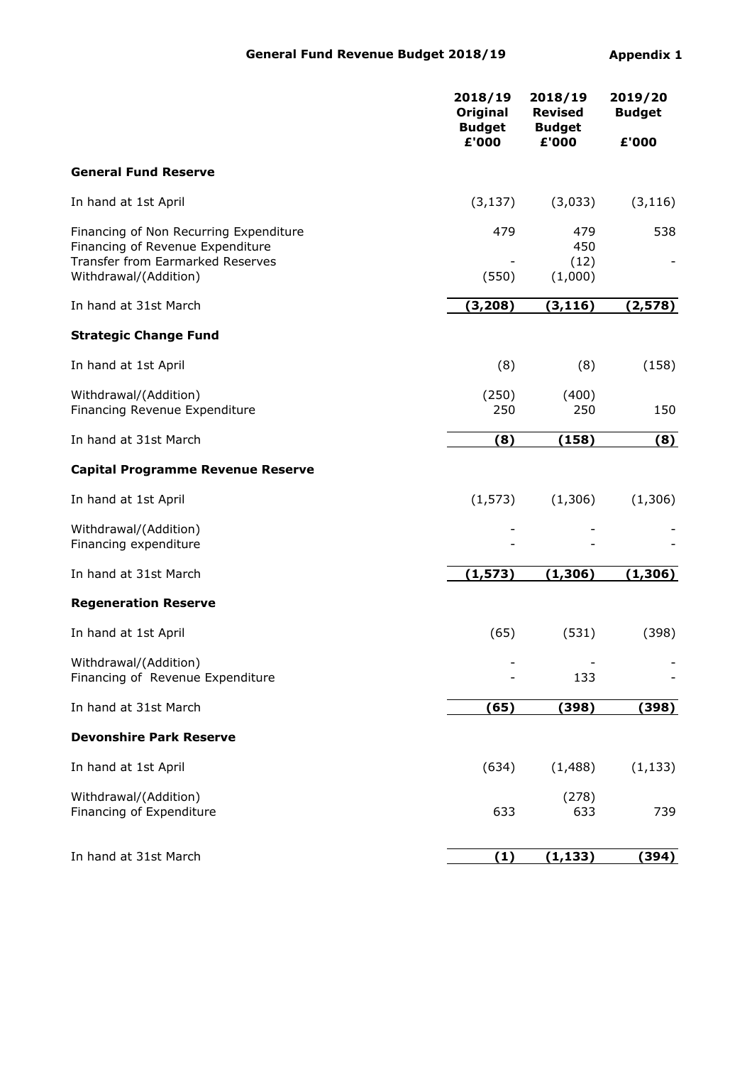## General Fund Revenue Budget 2018/19

**Appendix 1**

| | 2018/19 Original Budget £'000 | 2018/19 Revised Budget £'000 | 2019/20 Budget £'000 |
|---|---|---|---|
| **General Fund Reserve** | | | |
| In hand at 1st April | (3,137) | (3,033) | (3,116) |
| Financing of Non Recurring Expenditure | 479 | 479 | 538 |
| Financing of Revenue Expenditure | | 450 | |
| Transfer from Earmarked Reserves | - | (12) | - |
| Withdrawal/(Addition) | (550) | (1,000) | |
| In hand at 31st March | **(3,208)** | **(3,116)** | **(2,578)** |
| **Strategic Change Fund** | | | |
| In hand at 1st April | (8) | (8) | (158) |
| Withdrawal/(Addition) | (250) | (400) | |
| Financing Revenue Expenditure | 250 | 250 | 150 |
| In hand at 31st March | **(8)** | **(158)** | **(8)** |
| **Capital Programme Revenue Reserve** | | | |
| In hand at 1st April | (1,573) | (1,306) | (1,306) |
| Withdrawal/(Addition) | - | - | - |
| Financing expenditure | - | - | - |
| In hand at 31st March | **(1,573)** | **(1,306)** | **(1,306)** |
| **Regeneration Reserve** | | | |
| In hand at 1st April | (65) | (531) | (398) |
| Withdrawal/(Addition) | - | - | - |
| Financing of Revenue Expenditure | - | 133 | - |
| In hand at 31st March | **(65)** | **(398)** | **(398)** |
| **Devonshire Park Reserve** | | | |
| In hand at 1st April | (634) | (1,488) | (1,133) |
| Withdrawal/(Addition) | | (278) | |
| Financing of Expenditure | 633 | 633 | 739 |
| In hand at 31st March | **(1)** | **(1,133)** | **(394)** |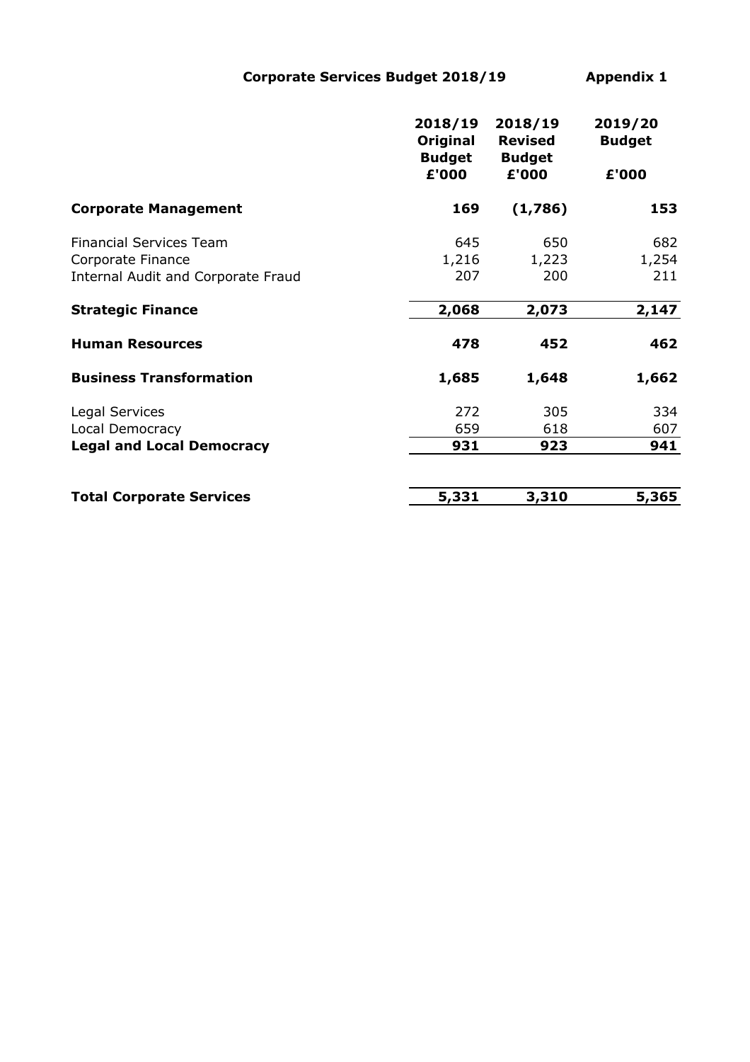# Corporate Services Budget 2018/19 — Appendix 1

| | 2018/19 Original Budget £'000 | 2018/19 Revised Budget £'000 | 2019/20 Budget £'000 |
|---|---|---|---|
| **Corporate Management** | **169** | **(1,786)** | **153** |
| Financial Services Team | 645 | 650 | 682 |
| Corporate Finance | 1,216 | 1,223 | 1,254 |
| Internal Audit and Corporate Fraud | 207 | 200 | 211 |
| **Strategic Finance** | **2,068** | **2,073** | **2,147** |
| **Human Resources** | **478** | **452** | **462** |
| **Business Transformation** | **1,685** | **1,648** | **1,662** |
| Legal Services | 272 | 305 | 334 |
| Local Democracy | 659 | 618 | 607 |
| **Legal and Local Democracy** | **931** | **923** | **941** |
| **Total Corporate Services** | **5,331** | **3,310** | **5,365** |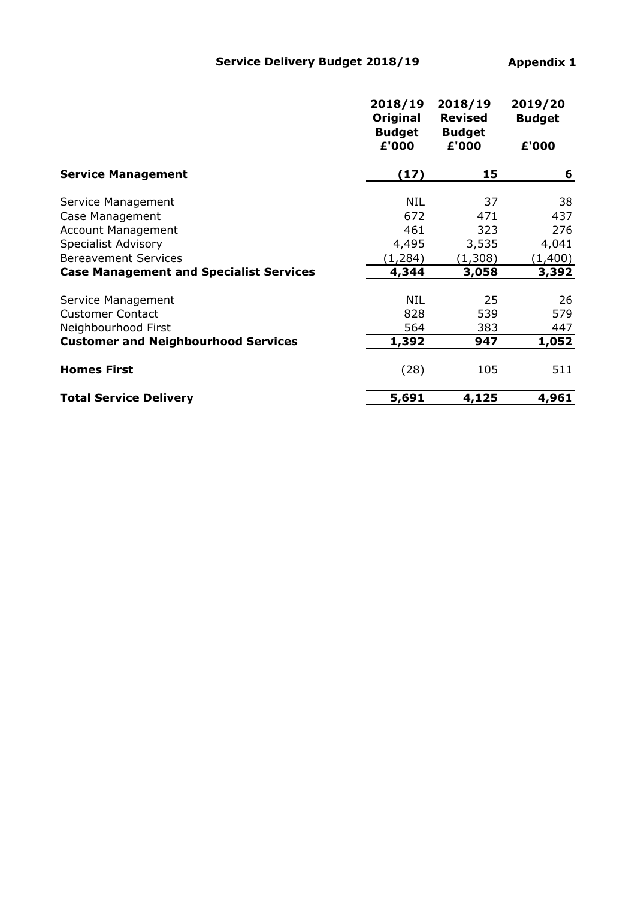**Service Delivery Budget 2018/19** **Appendix 1**

| | 2018/19 Original Budget £'000 | 2018/19 Revised Budget £'000 | 2019/20 Budget £'000 |
|---|---|---|---|
| **Service Management** | **(17)** | **15** | **6** |
| Service Management | NIL | 37 | 38 |
| Case Management | 672 | 471 | 437 |
| Account Management | 461 | 323 | 276 |
| Specialist Advisory | 4,495 | 3,535 | 4,041 |
| Bereavement Services | (1,284) | (1,308) | (1,400) |
| **Case Management and Specialist Services** | **4,344** | **3,058** | **3,392** |
| Service Management | NIL | 25 | 26 |
| Customer Contact | 828 | 539 | 579 |
| Neighbourhood First | 564 | 383 | 447 |
| **Customer and Neighbourhood Services** | **1,392** | **947** | **1,052** |
| **Homes First** | (28) | 105 | 511 |
| **Total Service Delivery** | **5,691** | **4,125** | **4,961** |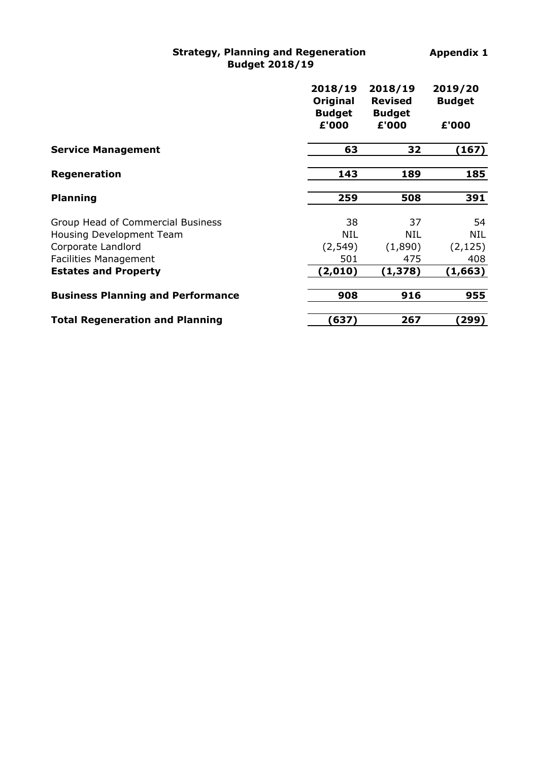**Strategy, Planning and Regeneration**
**Budget 2018/19**

**Appendix 1**

| | 2018/19 Original Budget £'000 | 2018/19 Revised Budget £'000 | 2019/20 Budget £'000 |
|---|---|---|---|
| **Service Management** | **63** | **32** | **(167)** |
| **Regeneration** | **143** | **189** | **185** |
| **Planning** | **259** | **508** | **391** |
| Group Head of Commercial Business | 38 | 37 | 54 |
| Housing Development Team | NIL | NIL | NIL |
| Corporate Landlord | (2,549) | (1,890) | (2,125) |
| Facilities Management | 501 | 475 | 408 |
| **Estates and Property** | **(2,010)** | **(1,378)** | **(1,663)** |
| **Business Planning and Performance** | **908** | **916** | **955** |
| **Total Regeneration and Planning** | **(637)** | **267** | **(299)** |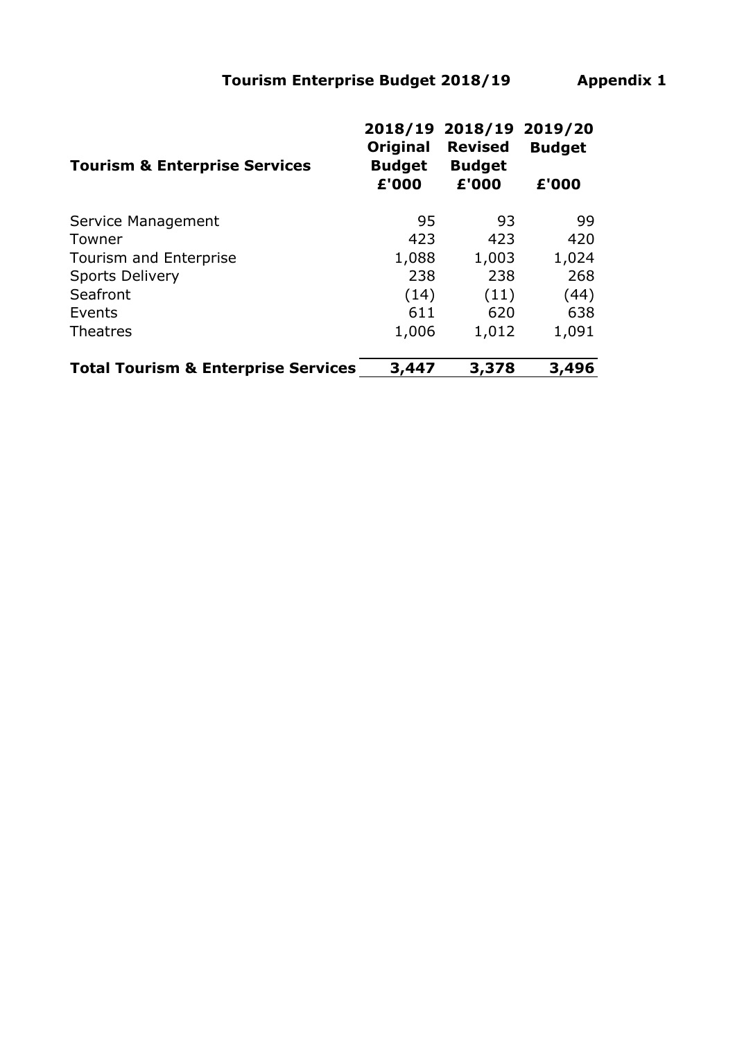# Tourism Enterprise Budget 2018/19 **Appendix 1**

| Tourism & Enterprise Services | 2018/19 Original Budget £'000 | 2018/19 Revised Budget £'000 | 2019/20 Budget £'000 |
|---|---|---|---|
| Service Management | 95 | 93 | 99 |
| Towner | 423 | 423 | 420 |
| Tourism and Enterprise | 1,088 | 1,003 | 1,024 |
| Sports Delivery | 238 | 238 | 268 |
| Seafront | (14) | (11) | (44) |
| Events | 611 | 620 | 638 |
| Theatres | 1,006 | 1,012 | 1,091 |
| **Total Tourism & Enterprise Services** | **3,447** | **3,378** | **3,496** |